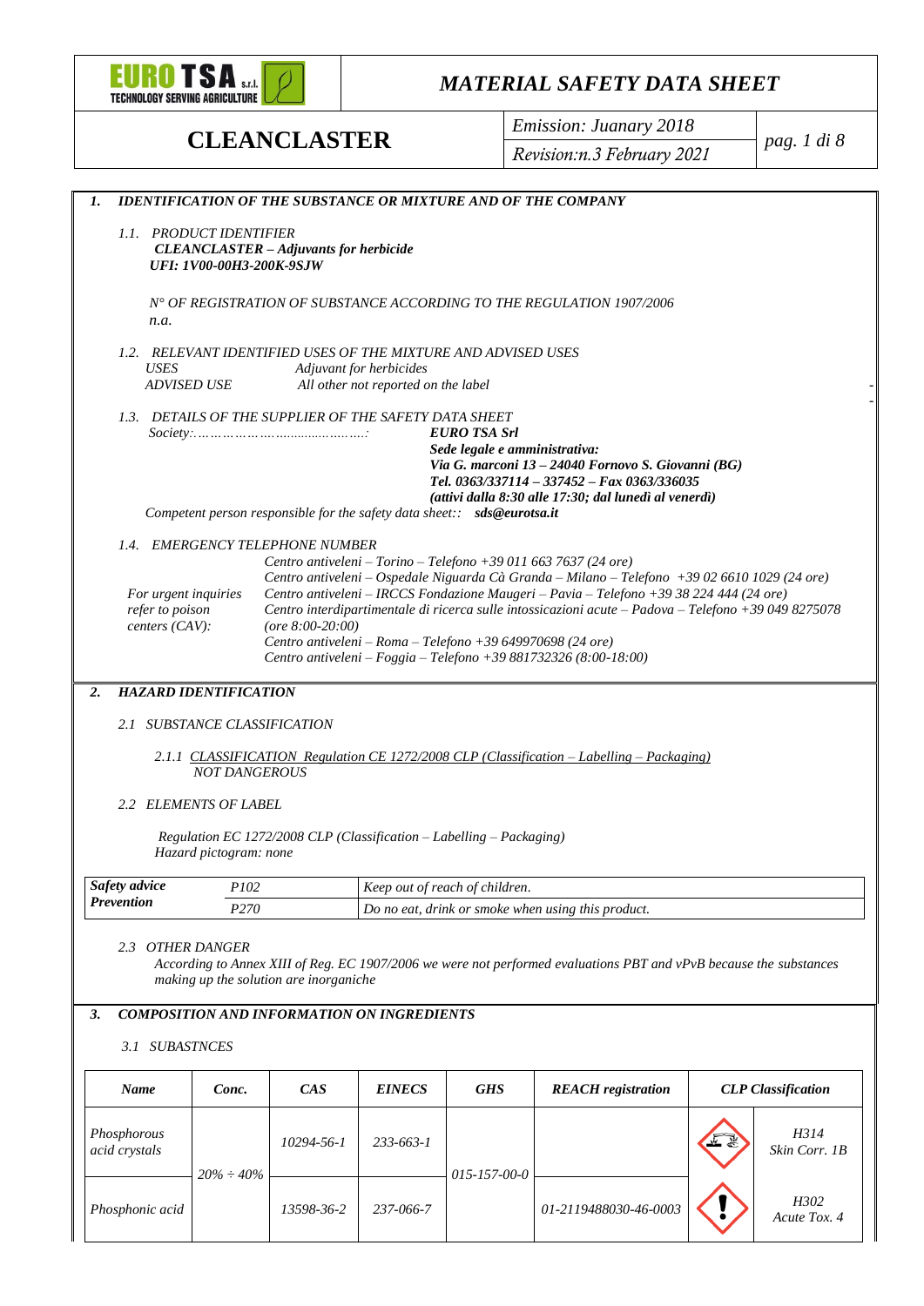# MATERIAL SAFETY DATA SHEET

## CLEANCLASTER

*Emission: Juanary 2018*
*Revision:n.3 February 2021*

### 1. IDENTIFICATION OF THE SUBSTANCE OR MIXTURE AND OF THE COMPANY

*1.1. PRODUCT IDENTIFIER*
***CLEANCLASTER – Adjuvants for herbicide***
***UFI: 1V00-00H3-200K-9SJW***

*N° OF REGISTRATION OF SUBSTANCE ACCORDING TO THE REGULATION 1907/2006*
*n.a.*

*1.2. RELEVANT IDENTIFIED USES OF THE MIXTURE AND ADVISED USES*

| | |
|---|---|
| *USES* | *Adjuvant for herbicides* |
| *ADVISED USE* | *All other not reported on the label* |

*1.3. DETAILS OF THE SUPPLIER OF THE SAFETY DATA SHEET*

*Society:……………………………….:* ***EURO TSA Srl***
***Sede legale e amministrativa:***
***Via G. marconi 13 – 24040 Fornovo S. Giovanni (BG)***
***Tel. 0363/337114 – 337452 – Fax 0363/336035***
***(attivi dalla 8:30 alle 17:30; dal lunedì al venerdì)***

*Competent person responsible for the safety data sheet::* ***sds@eurotsa.it***

*1.4. EMERGENCY TELEPHONE NUMBER*

*For urgent inquiries refer to poison centers (CAV):*

*Centro antiveleni – Torino – Telefono +39 011 663 7637 (24 ore)*
*Centro antiveleni – Ospedale Niguarda Cà Granda – Milano – Telefono +39 02 6610 1029 (24 ore)*
*Centro antiveleni – IRCCS Fondazione Maugeri – Pavia – Telefono +39 38 224 444 (24 ore)*
*Centro interdipartimentale di ricerca sulle intossicazioni acute – Padova – Telefono +39 049 8275078 (ore 8:00-20:00)*
*Centro antiveleni – Roma – Telefono +39 649970698 (24 ore)*
*Centro antiveleni – Foggia – Telefono +39 881732326 (8:00-18:00)*

### 2. HAZARD IDENTIFICATION

*2.1 SUBSTANCE CLASSIFICATION*

*2.1.1 CLASSIFICATION Regulation CE 1272/2008 CLP (Classification – Labelling – Packaging)*
*NOT DANGEROUS*

*2.2 ELEMENTS OF LABEL*

*Regulation EC 1272/2008 CLP (Classification – Labelling – Packaging)*
*Hazard pictogram: none*

| ***Safety advice Prevention*** | *P102* | *Keep out of reach of children.* |
|---|---|---|
| | *P270* | *Do no eat, drink or smoke when using this product.* |

*2.3 OTHER DANGER*
*According to Annex XIII of Reg. EC 1907/2006 we were not performed evaluations PBT and vPvB because the substances making up the solution are inorganiche*

### 3. COMPOSITION AND INFORMATION ON INGREDIENTS

*3.1 SUBASTNCES*

| *Name* | *Conc.* | *CAS* | *EINECS* | *GHS* | *REACH registration* | *CLP Classification* | |
|---|---|---|---|---|---|---|---|
| *Phosphorous acid crystals* | *20% ÷ 40%* | *10294-56-1* | *233-663-1* | *015-157-00-0* | | | *H314 Skin Corr. 1B* |
| *Phosphonic acid* | | *13598-36-2* | *237-066-7* | | *01-2119488030-46-0003* | | *H302 Acute Tox. 4* |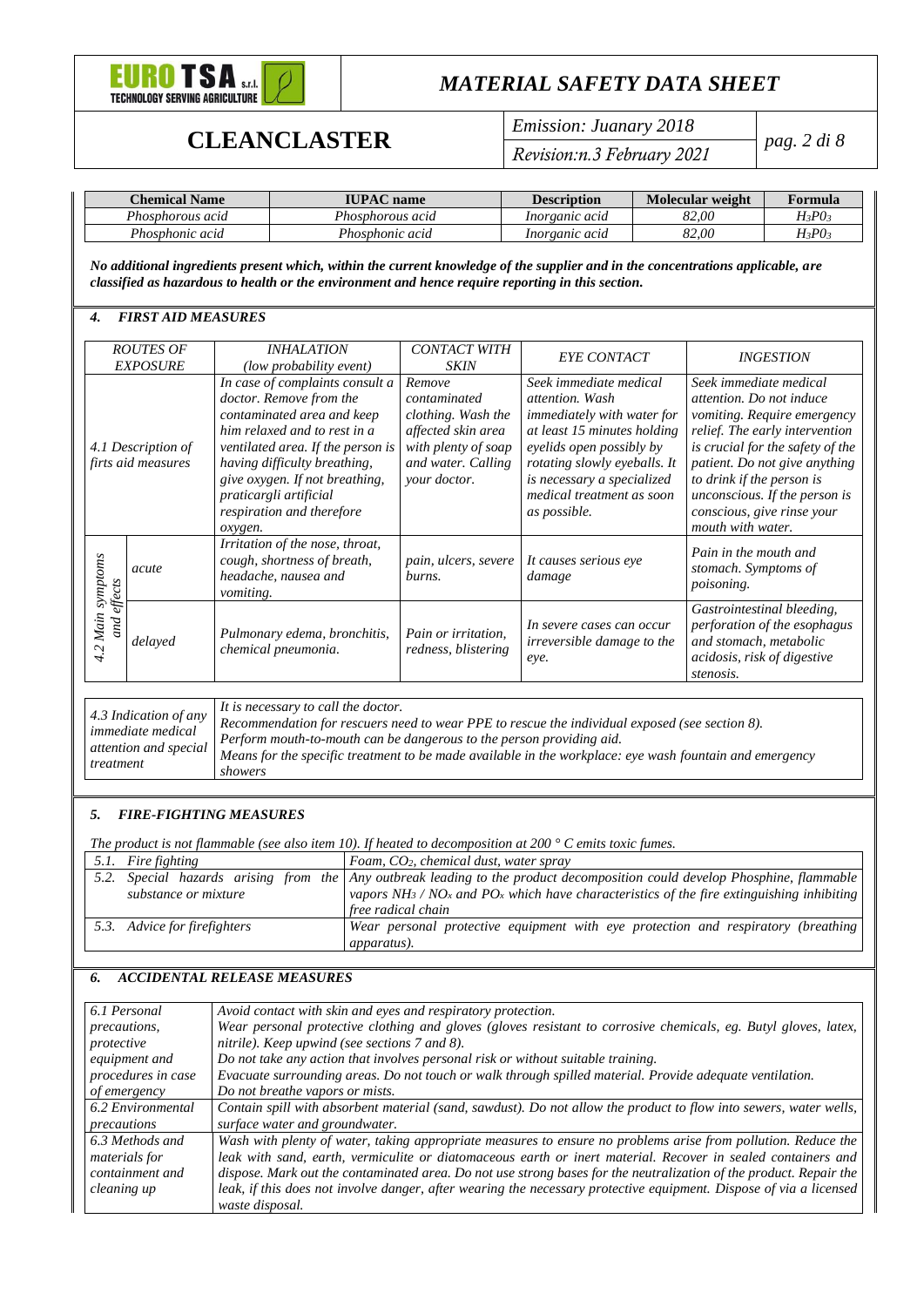| Chemical Name | IUPAC name | Description | Molecular weight | Formula |
|---|---|---|---|---|
| *Phosphorous acid* | *Phosphorous acid* | *Inorganic acid* | *82,00* | $H_3P0_3$ |
| *Phosphonic acid* | *Phosphonic acid* | *Inorganic acid* | *82,00* | $H_3P0_3$ |

***No additional ingredients present which, within the current knowledge of the supplier and in the concentrations applicable, are classified as hazardous to health or the environment and hence require reporting in this section.***

### *4. FIRST AID MEASURES*

| *ROUTES OF EXPOSURE* | | *INHALATION (low probability event)* | *CONTACT WITH SKIN* | *EYE CONTACT* | *INGESTION* |
|---|---|---|---|---|---|
| *4.1 Description of firts aid measures* | | *In case of complaints consult a doctor. Remove from the contaminated area and keep him relaxed and to rest in a ventilated area. If the person is having difficulty breathing, give oxygen. If not breathing, praticargli artificial respiration and therefore oxygen.* | *Remove contaminated clothing. Wash the affected skin area with plenty of soap and water. Calling your doctor.* | *Seek immediate medical attention. Wash immediately with water for at least 15 minutes holding eyelids open possibly by rotating slowly eyeballs. It is necessary a specialized medical treatment as soon as possible.* | *Seek immediate medical attention. Do not induce vomiting. Require emergency relief. The early intervention is crucial for the safety of the patient. Do not give anything to drink if the person is unconscious. If the person is conscious, give rinse your mouth with water.* |
| *4.2 Main symptoms and effects* | *acute* | *Irritation of the nose, throat, cough, shortness of breath, headache, nausea and vomiting.* | *pain, ulcers, severe burns.* | *It causes serious eye damage* | *Pain in the mouth and stomach. Symptoms of poisoning.* |
| | *delayed* | *Pulmonary edema, bronchitis, chemical pneumonia.* | *Pain or irritation, redness, blistering* | *In severe cases can occur irreversible damage to the eye.* | *Gastrointestinal bleeding, perforation of the esophagus and stomach, metabolic acidosis, risk of digestive stenosis.* |

| *4.3 Indication of any immediate medical attention and special treatment* | *It is necessary to call the doctor. Recommendation for rescuers need to wear PPE to rescue the individual exposed (see section 8). Perform mouth-to-mouth can be dangerous to the person providing aid. Means for the specific treatment to be made available in the workplace: eye wash fountain and emergency showers* |
|---|---|

### *5. FIRE-FIGHTING MEASURES*

*The product is not flammable (see also item 10). If heated to decomposition at 200 ° C emits toxic fumes.*

| *5.1. Fire fighting* | *Foam, $CO_2$, chemical dust, water spray* |
|---|---|
| *5.2. Special hazards arising from the substance or mixture* | *Any outbreak leading to the product decomposition could develop Phosphine, flammable vapors $NH_3$ / $NO_x$ and $PO_x$ which have characteristics of the fire extinguishing inhibiting free radical chain* |
| *5.3. Advice for firefighters* | *Wear personal protective equipment with eye protection and respiratory (breathing apparatus).* |

### *6. ACCIDENTAL RELEASE MEASURES*

| *6.1 Personal precautions, protective equipment and procedures in case of emergency* | *Avoid contact with skin and eyes and respiratory protection. Wear personal protective clothing and gloves (gloves resistant to corrosive chemicals, eg. Butyl gloves, latex, nitrile). Keep upwind (see sections 7 and 8). Do not take any action that involves personal risk or without suitable training. Evacuate surrounding areas. Do not touch or walk through spilled material. Provide adequate ventilation. Do not breathe vapors or mists.* |
|---|---|
| *6.2 Environmental precautions* | *Contain spill with absorbent material (sand, sawdust). Do not allow the product to flow into sewers, water wells, surface water and groundwater.* |
| *6.3 Methods and materials for containment and cleaning up* | *Wash with plenty of water, taking appropriate measures to ensure no problems arise from pollution. Reduce the leak with sand, earth, vermiculite or diatomaceous earth or inert material. Recover in sealed containers and dispose. Mark out the contaminated area. Do not use strong bases for the neutralization of the product. Repair the leak, if this does not involve danger, after wearing the necessary protective equipment. Dispose of via a licensed waste disposal.* |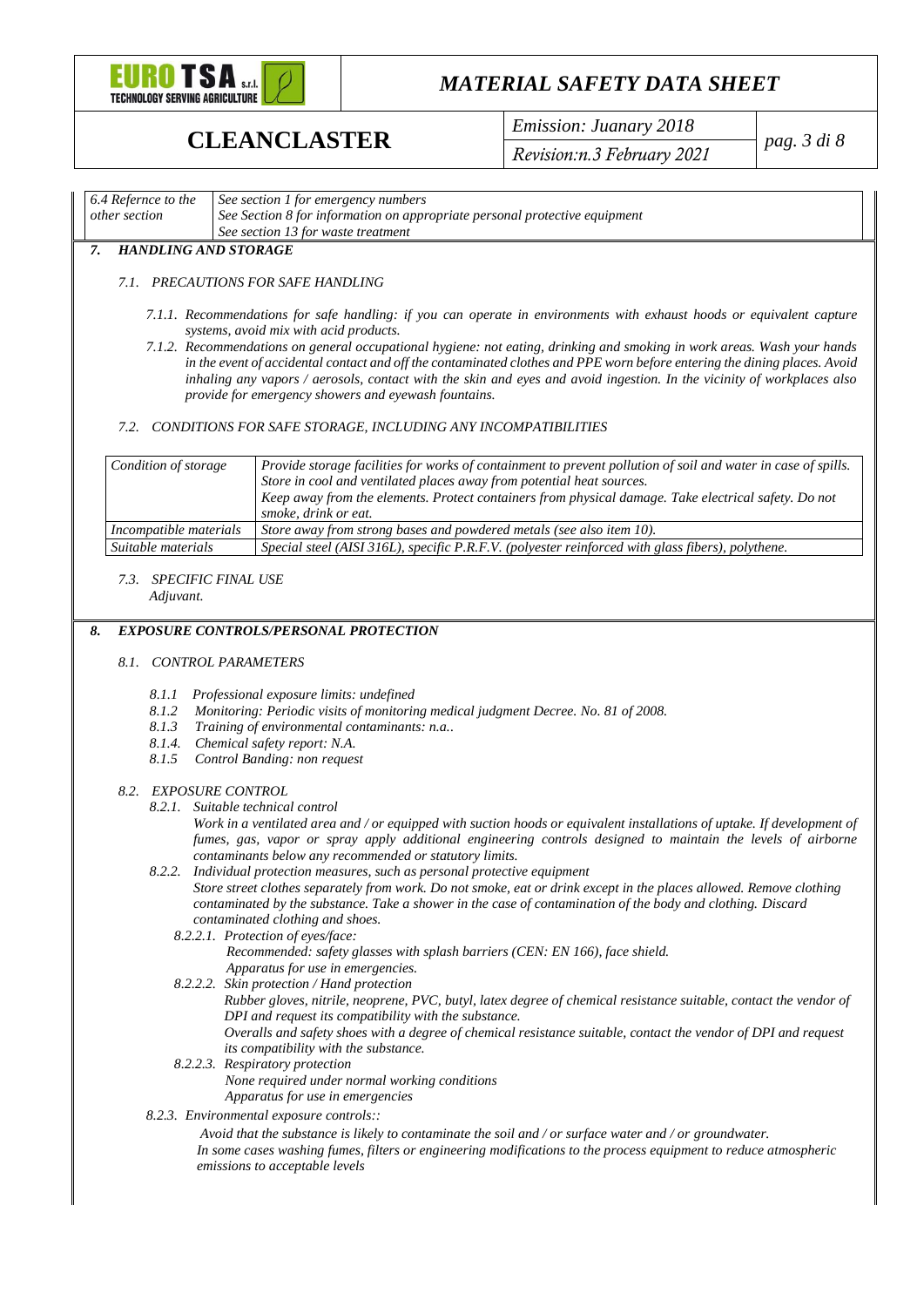| 6.4 Refernce to the other section | See section 1 for emergency numbers<br>See Section 8 for information on appropriate personal protective equipment<br>See section 13 for waste treatment |
|---|---|

## 7. HANDLING AND STORAGE

### 7.1. PRECAUTIONS FOR SAFE HANDLING

*7.1.1. Recommendations for safe handling: if you can operate in environments with exhaust hoods or equivalent capture systems, avoid mix with acid products.*

*7.1.2. Recommendations on general occupational hygiene: not eating, drinking and smoking in work areas. Wash your hands in the event of accidental contact and off the contaminated clothes and PPE worn before entering the dining places. Avoid inhaling any vapors / aerosols, contact with the skin and eyes and avoid ingestion. In the vicinity of workplaces also provide for emergency showers and eyewash fountains.*

### 7.2. CONDITIONS FOR SAFE STORAGE, INCLUDING ANY INCOMPATIBILITIES

| Condition of storage | Provide storage facilities for works of containment to prevent pollution of soil and water in case of spills. Store in cool and ventilated places away from potential heat sources. Keep away from the elements. Protect containers from physical damage. Take electrical safety. Do not smoke, drink or eat. |
|---|---|
| Incompatible materials | Store away from strong bases and powdered metals (see also item 10). |
| Suitable materials | Special steel (AISI 316L), specific P.R.F.V. (polyester reinforced with glass fibers), polythene. |

### 7.3. SPECIFIC FINAL USE

*Adjuvant.*

## 8. EXPOSURE CONTROLS/PERSONAL PROTECTION

### 8.1. CONTROL PARAMETERS

*8.1.1 Professional exposure limits: undefined*
*8.1.2 Monitoring: Periodic visits of monitoring medical judgment Decree. No. 81 of 2008.*
*8.1.3 Training of environmental contaminants: n.a..*
*8.1.4. Chemical safety report: N.A.*
*8.1.5 Control Banding: non request*

### 8.2. EXPOSURE CONTROL

*8.2.1. Suitable technical control*

*Work in a ventilated area and / or equipped with suction hoods or equivalent installations of uptake. If development of fumes, gas, vapor or spray apply additional engineering controls designed to maintain the levels of airborne contaminants below any recommended or statutory limits.*

*8.2.2. Individual protection measures, such as personal protective equipment*

*Store street clothes separately from work. Do not smoke, eat or drink except in the places allowed. Remove clothing contaminated by the substance. Take a shower in the case of contamination of the body and clothing. Discard contaminated clothing and shoes.*

*8.2.2.1. Protection of eyes/face:*

*Recommended: safety glasses with splash barriers (CEN: EN 166), face shield.*
*Apparatus for use in emergencies.*

*8.2.2.2. Skin protection / Hand protection*

*Rubber gloves, nitrile, neoprene, PVC, butyl, latex degree of chemical resistance suitable, contact the vendor of DPI and request its compatibility with the substance.*
*Overalls and safety shoes with a degree of chemical resistance suitable, contact the vendor of DPI and request its compatibility with the substance.*

*8.2.2.3. Respiratory protection*

*None required under normal working conditions*
*Apparatus for use in emergencies*

*8.2.3. Environmental exposure controls::*

*Avoid that the substance is likely to contaminate the soil and / or surface water and / or groundwater.*
*In some cases washing fumes, filters or engineering modifications to the process equipment to reduce atmospheric emissions to acceptable levels*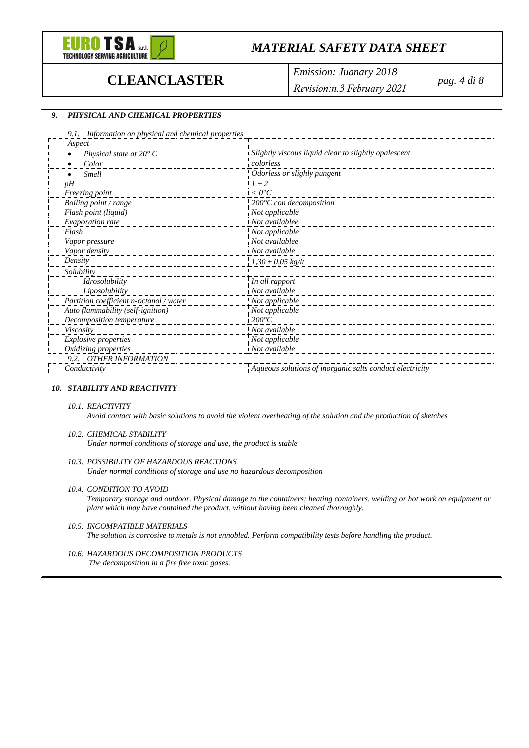## 9. PHYSICAL AND CHEMICAL PROPERTIES

### 9.1. Information on physical and chemical properties

| Aspect | |
|---|---|
| • Physical state at 20° C | Slightly viscous liquid clear to slightly opalescent |
| • Color | colorless |
| • Smell | Odorless or slighly pungent |
| pH | 1 ÷ 2 |
| Freezing point | < 0°C |
| Boiling point / range | 200°C con decomposition |
| Flash point (liquid) | Not applicable |
| Evaporation rate | Not availablee |
| Flash | Not applicable |
| Vapor pressure | Not availablee |
| Vapor density | Not available |
| Density | 1,30 ± 0,05 kg/lt |
| Solubility | |
| Idrosolubility | In all rapport |
| Liposolubility | Not available |
| Partition coefficient n-octanol / water | Not applicable |
| Auto flammability (self-ignition) | Not applicable |
| Decomposition temperature | 200°C |
| Viscosity | Not available |
| Explosive properties | Not applicable |
| Oxidizing properties | Not available |
| **9.2. OTHER INFORMATION** | |
| Conductivity | Aqueous solutions of inorganic salts conduct electricity |

## 10. STABILITY AND REACTIVITY

### 10.1. REACTIVITY

Avoid contact with basic solutions to avoid the violent overheating of the solution and the production of sketches

### 10.2. CHEMICAL STABILITY

Under normal conditions of storage and use, the product is stable

### 10.3. POSSIBILITY OF HAZARDOUS REACTIONS

Under normal conditions of storage and use no hazardous decomposition

### 10.4. CONDITION TO AVOID

Temporary storage and outdoor. Physical damage to the containers; heating containers, welding or hot work on equipment or plant which may have contained the product, without having been cleaned thoroughly.

### 10.5. INCOMPATIBLE MATERIALS

The solution is corrosive to metals is not ennobled. Perform compatibility tests before handling the product.

### 10.6. HAZARDOUS DECOMPOSITION PRODUCTS

The decomposition in a fire free toxic gases.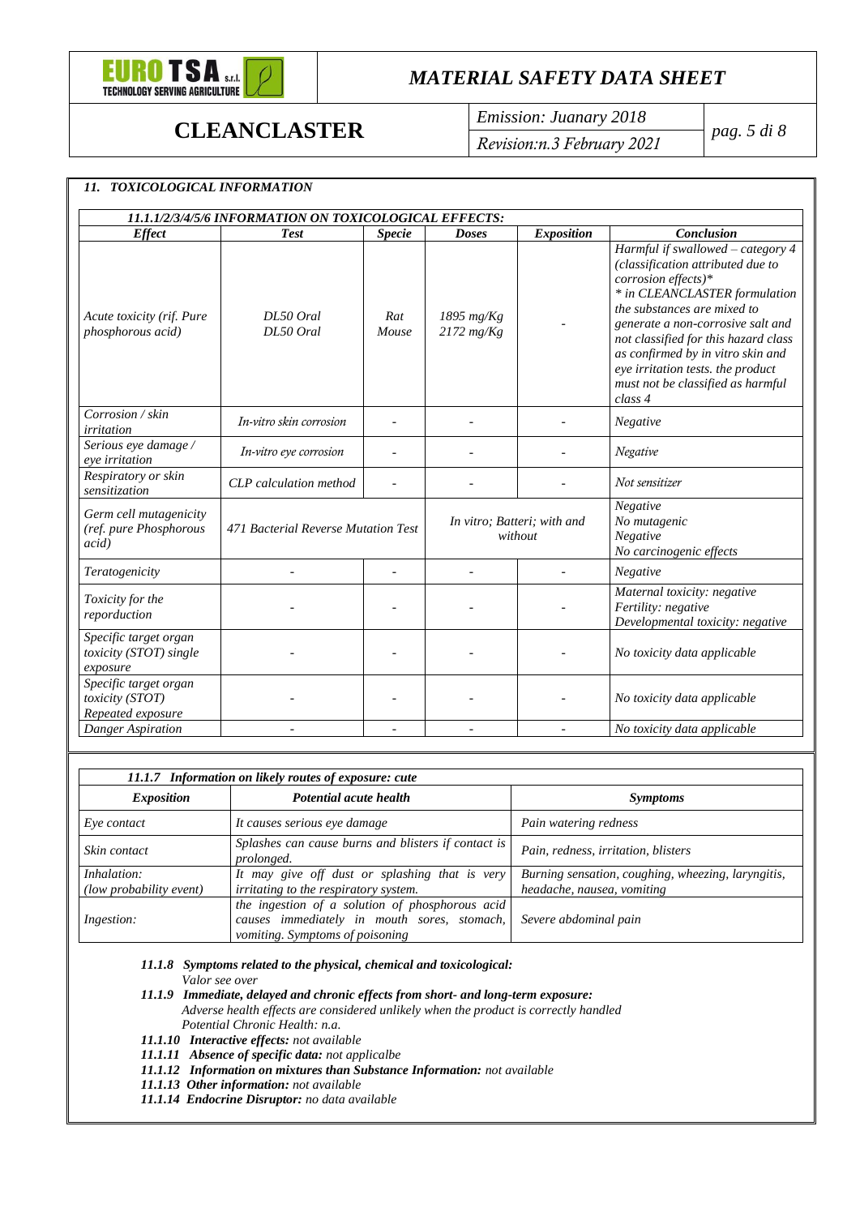## 11. TOXICOLOGICAL INFORMATION

| 11.1.1/2/3/4/5/6 INFORMATION ON TOXICOLOGICAL EFFECTS: | | | | | |
|---|---|---|---|---|---|
| *Effect* | *Test* | *Specie* | *Doses* | *Exposition* | *Conclusion* |
| *Acute toxicity (rif. Pure phosphorous acid)* | *DL50 Oral*<br>*DL50 Oral* | *Rat*<br>*Mouse* | *1895 mg/Kg*<br>*2172 mg/Kg* | - | *Harmful if swallowed – category 4 (classification attributed due to corrosion effects)**<br>** in CLEANCLASTER formulation the substances are mixed to generate a non-corrosive salt and not classified for this hazard class as confirmed by in vitro skin and eye irritation tests. the product must not be classified as harmful class 4* |
| *Corrosion / skin irritation* | *In-vitro skin corrosion* | - | - | - | *Negative* |
| *Serious eye damage / eye irritation* | *In-vitro eye corrosion* | - | - | - | *Negative* |
| *Respiratory or skin sensitization* | *CLP calculation method* | - | - | - | *Not sensitizer* |
| *Germ cell mutagenicity (ref. pure Phosphorous acid)* | *471 Bacterial Reverse Mutation Test* | | *In vitro; Batteri; with and without* | | *Negative*<br>*No mutagenic*<br>*Negative*<br>*No carcinogenic effects* |
| *Teratogenicity* | - | - | - | - | *Negative* |
| *Toxicity for the reporduction* | - | - | - | - | *Maternal toxicity: negative*<br>*Fertility: negative*<br>*Developmental toxicity: negative* |
| *Specific target organ toxicity (STOT) single exposure* | - | - | - | - | *No toxicity data applicable* |
| *Specific target organ toxicity (STOT) Repeated exposure* | - | - | - | - | *No toxicity data applicable* |
| *Danger Aspiration* | - | - | - | - | *No toxicity data applicable* |

| 11.1.7 Information on likely routes of exposure: cute | | |
|---|---|---|
| ***Exposition*** | ***Potential acute health*** | ***Symptoms*** |
| *Eye contact* | *It causes serious eye damage* | *Pain watering redness* |
| *Skin contact* | *Splashes can cause burns and blisters if contact is prolonged.* | *Pain, redness, irritation, blisters* |
| *Inhalation: (low probability event)* | *It may give off dust or splashing that is very irritating to the respiratory system.* | *Burning sensation, coughing, wheezing, laryngitis, headache, nausea, vomiting* |
| *Ingestion:* | *the ingestion of a solution of phosphorous acid causes immediately in mouth sores, stomach, vomiting. Symptoms of poisoning* | *Severe abdominal pain* |

***11.1.8 Symptoms related to the physical, chemical and toxicological:***
*Valor see over*

***11.1.9 Immediate, delayed and chronic effects from short- and long-term exposure:***
*Adverse health effects are considered unlikely when the product is correctly handled*
*Potential Chronic Health: n.a.*

***11.1.10 Interactive effects:*** *not available*

***11.1.11 Absence of specific data:*** *not applicalbe*

***11.1.12 Information on mixtures than Substance Information:*** *not available*

***11.1.13 Other information:*** *not available*

***11.1.14 Endocrine Disruptor:*** *no data available*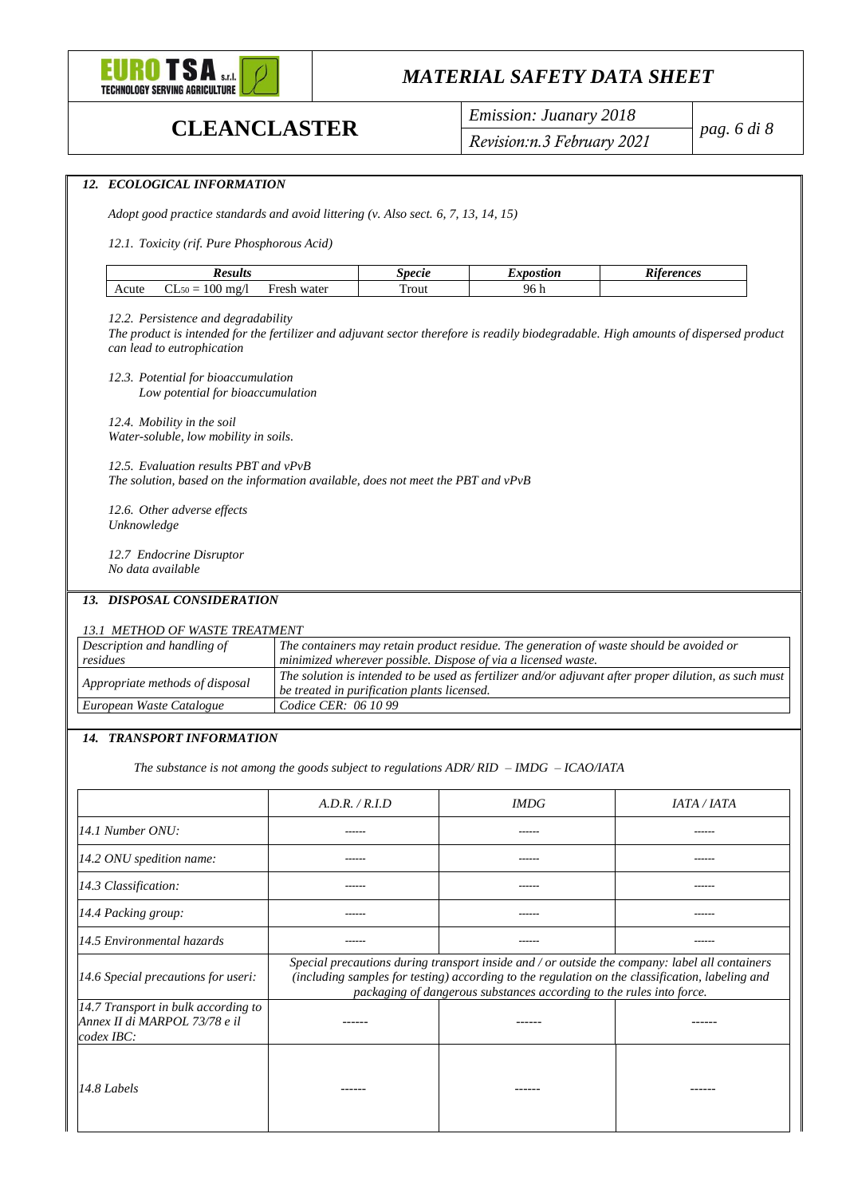## 12. ECOLOGICAL INFORMATION

*Adopt good practice standards and avoid littering (v. Also sect. 6, 7, 13, 14, 15)*

*12.1. Toxicity (rif. Pure Phosphorous Acid)*

| Results | | | Specie | Expostion | Riferences |
|---|---|---|---|---|---|
| Acute | $CL_{50}$ = 100 mg/l | Fresh water | Trout | 96 h | |

*12.2. Persistence and degradability*
*The product is intended for the fertilizer and adjuvant sector therefore is readily biodegradable. High amounts of dispersed product can lead to eutrophication*

*12.3. Potential for bioaccumulation*
*Low potential for bioaccumulation*

*12.4. Mobility in the soil*
*Water-soluble, low mobility in soils.*

*12.5. Evaluation results PBT and vPvB*
*The solution, based on the information available, does not meet the PBT and vPvB*

*12.6. Other adverse effects*
*Unknowledge*

*12.7 Endocrine Disruptor*
*No data available*

## 13. DISPOSAL CONSIDERATION

*13.1 METHOD OF WASTE TREATMENT*

| | |
|---|---|
| *Description and handling of residues* | *The containers may retain product residue. The generation of waste should be avoided or minimized wherever possible. Dispose of via a licensed waste.* |
| *Appropriate methods of disposal* | *The solution is intended to be used as fertilizer and/or adjuvant after proper dilution, as such must be treated in purification plants licensed.* |
| *European Waste Catalogue* | *Codice CER: 06 10 99* |

## 14. TRANSPORT INFORMATION

*The substance is not among the goods subject to regulations ADR/ RID – IMDG – ICAO/IATA*

| | A.D.R. / R.I.D | IMDG | IATA / IATA |
|---|---|---|---|
| *14.1 Number ONU:* | ------ | ------ | ------ |
| *14.2 ONU spedition name:* | ------ | ------ | ------ |
| *14.3 Classification:* | ------ | ------ | ------ |
| *14.4 Packing group:* | ------ | ------ | ------ |
| *14.5 Environmental hazards* | ------ | ------ | ------ |
| *14.6 Special precautions for useri:* | *Special precautions during transport inside and / or outside the company: label all containers (including samples for testing) according to the regulation on the classification, labeling and packaging of dangerous substances according to the rules into force.* | | |
| *14.7 Transport in bulk according to Annex II di MARPOL 73/78 e il codex IBC:* | ------ | ------ | ------ |
| *14.8 Labels* | ------ | ------ | ------ |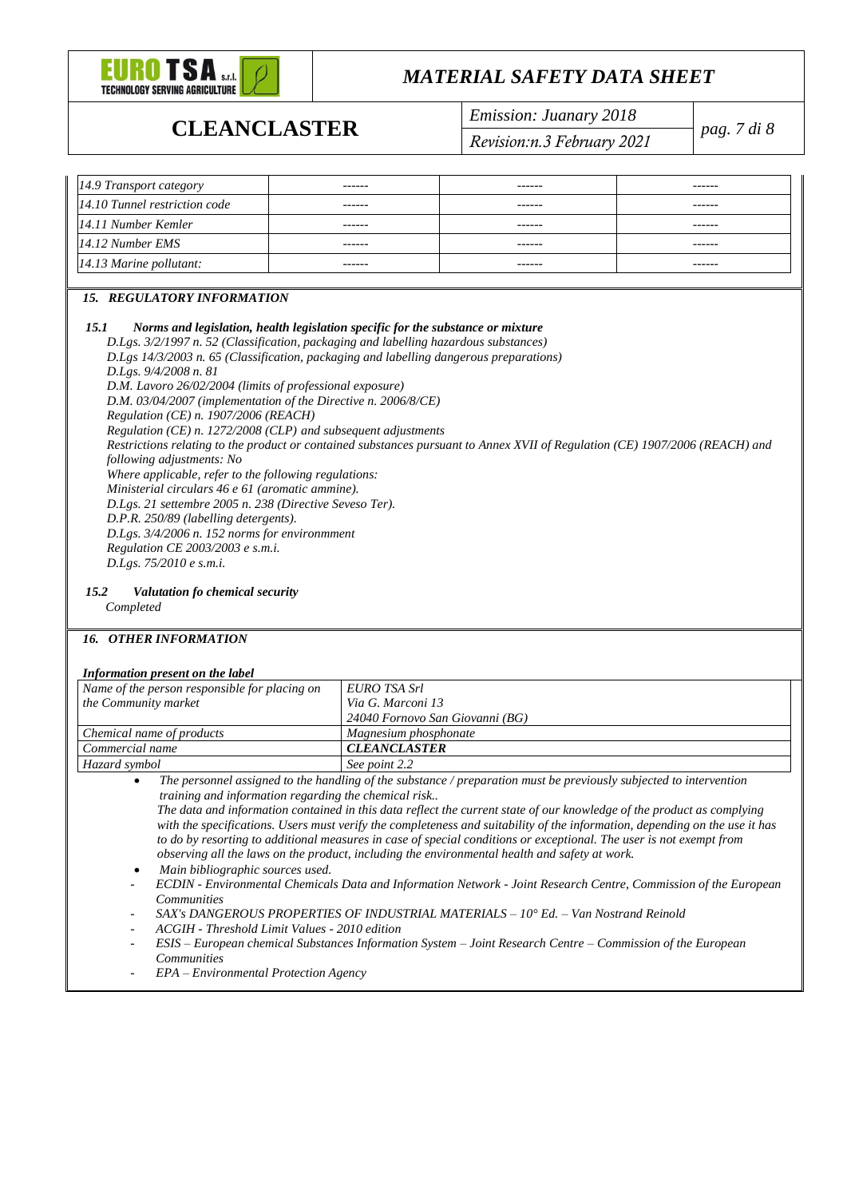| 14.9 Transport category | ------ | ------ | ------ |
| --- | --- | --- | --- |
| 14.10 Tunnel restriction code | ------ | ------ | ------ |
| 14.11 Number Kemler | ------ | ------ | ------ |
| 14.12 Number EMS | ------ | ------ | ------ |
| 14.13 Marine pollutant: | ------ | ------ | ------ |

## *15. REGULATORY INFORMATION*

### *15.1 Norms and legislation, health legislation specific for the substance or mixture*

*D.Lgs. 3/2/1997 n. 52 (Classification, packaging and labelling hazardous substances)*
*D.Lgs 14/3/2003 n. 65 (Classification, packaging and labelling dangerous preparations)*
*D.Lgs. 9/4/2008 n. 81*
*D.M. Lavoro 26/02/2004 (limits of professional exposure)*
*D.M. 03/04/2007 (implementation of the Directive n. 2006/8/CE)*
*Regulation (CE) n. 1907/2006 (REACH)*
*Regulation (CE) n. 1272/2008 (CLP) and subsequent adjustments*
*Restrictions relating to the product or contained substances pursuant to Annex XVII of Regulation (CE) 1907/2006 (REACH) and following adjustments: No*
*Where applicable, refer to the following regulations:*
*Ministerial circulars 46 e 61 (aromatic ammine).*
*D.Lgs. 21 settembre 2005 n. 238 (Directive Seveso Ter).*
*D.P.R. 250/89 (labelling detergents).*
*D.Lgs. 3/4/2006 n. 152 norms for environmment*
*Regulation CE 2003/2003 e s.m.i.*
*D.Lgs. 75/2010 e s.m.i.*

### *15.2 Valutation fo chemical security*

*Completed*

## *16. OTHER INFORMATION*

***Information present on the label***

| Name of the person responsible for placing on the Community market | EURO TSA Srl<br>Via G. Marconi 13<br>24040 Fornovo San Giovanni (BG) |
| --- | --- |
| Chemical name of products | Magnesium phosphonate |
| Commercial name | ***CLEANCLASTER*** |
| Hazard symbol | See point 2.2 |

- *The personnel assigned to the handling of the substance / preparation must be previously subjected to intervention training and information regarding the chemical risk..*
  *The data and information contained in this data reflect the current state of our knowledge of the product as complying with the specifications. Users must verify the completeness and suitability of the information, depending on the use it has to do by resorting to additional measures in case of special conditions or exceptional. The user is not exempt from observing all the laws on the product, including the environmental health and safety at work.*
- *Main bibliographic sources used.*

- *ECDIN - Environmental Chemicals Data and Information Network - Joint Research Centre, Commission of the European Communities*
- *SAX's DANGEROUS PROPERTIES OF INDUSTRIAL MATERIALS – 10° Ed. – Van Nostrand Reinold*
- *ACGIH - Threshold Limit Values - 2010 edition*
- *ESIS – European chemical Substances Information System – Joint Research Centre – Commission of the European Communities*
- *EPA – Environmental Protection Agency*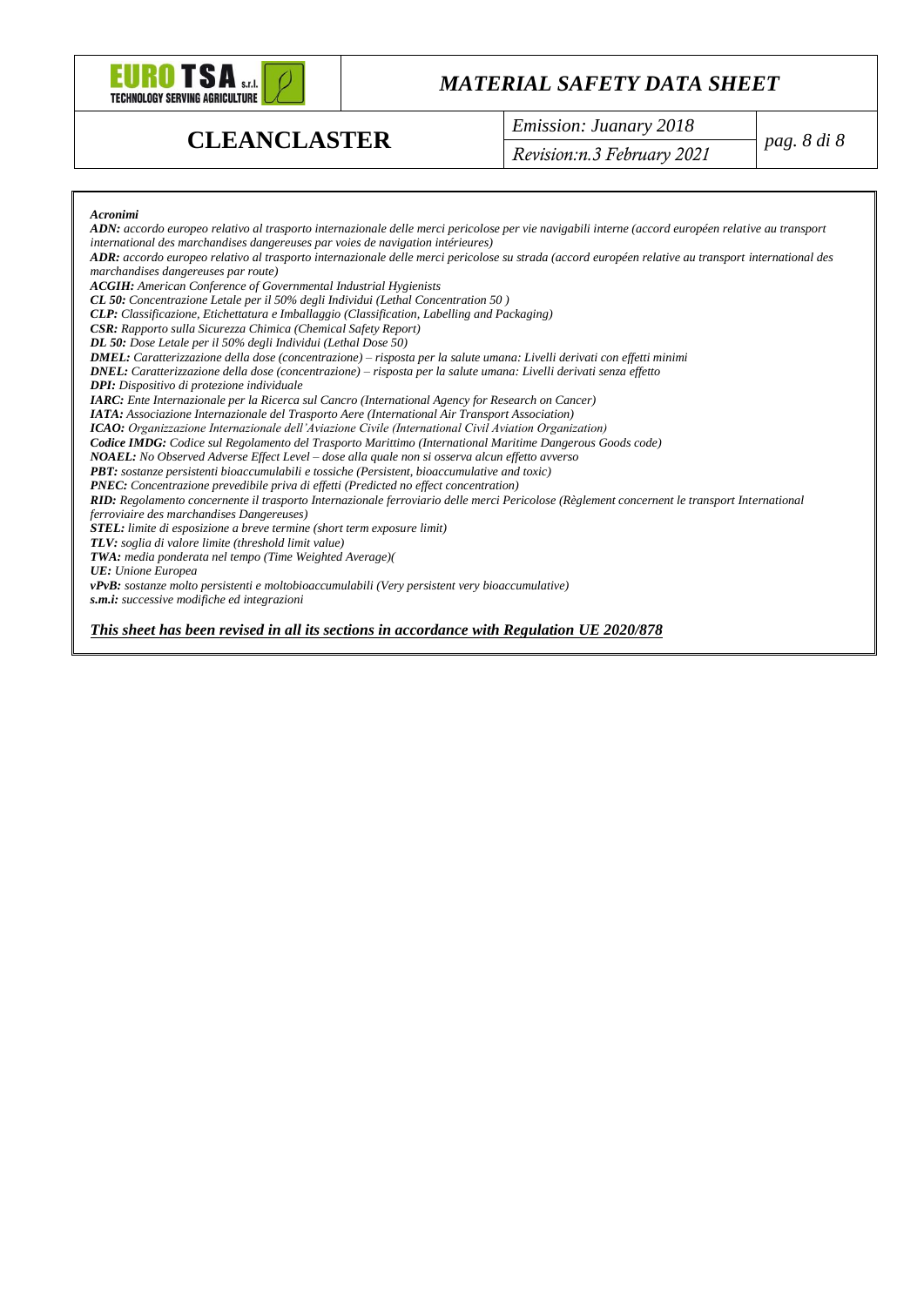***Acronimi***

***ADN:*** *accordo europeo relativo al trasporto internazionale delle merci pericolose per vie navigabili interne (accord européen relative au transport international des marchandises dangereuses par voies de navigation intérieures)*

***ADR:*** *accordo europeo relativo al trasporto internazionale delle merci pericolose su strada (accord européen relative au transport international des marchandises dangereuses par route)*

***ACGIH:*** *American Conference of Governmental Industrial Hygienists*

***CL 50:*** *Concentrazione Letale per il 50% degli Individui (Lethal Concentration 50 )*

***CLP:*** *Classificazione, Etichettatura e Imballaggio (Classification, Labelling and Packaging)*

***CSR:*** *Rapporto sulla Sicurezza Chimica (Chemical Safety Report)*

***DL 50:*** *Dose Letale per il 50% degli Individui (Lethal Dose 50)*

***DMEL:*** *Caratterizzazione della dose (concentrazione) – risposta per la salute umana: Livelli derivati con effetti minimi*

***DNEL:*** *Caratterizzazione della dose (concentrazione) – risposta per la salute umana: Livelli derivati senza effetto*

***DPI:*** *Dispositivo di protezione individuale*

***IARC:*** *Ente Internazionale per la Ricerca sul Cancro (International Agency for Research on Cancer)*

***IATA:*** *Associazione Internazionale del Trasporto Aere (International Air Transport Association)*

***ICAO:*** *Organizzazione Internazionale dell'Aviazione Civile (International Civil Aviation Organization)*

***Codice IMDG:*** *Codice sul Regolamento del Trasporto Marittimo (International Maritime Dangerous Goods code)*

***NOAEL:*** *No Observed Adverse Effect Level – dose alla quale non si osserva alcun effetto avverso*

***PBT:*** *sostanze persistenti bioaccumulabili e tossiche (Persistent, bioaccumulative and toxic)*

***PNEC:*** *Concentrazione prevedibile priva di effetti (Predicted no effect concentration)*

***RID:*** *Regolamento concernente il trasporto Internazionale ferroviario delle merci Pericolose (Règlement concernent le transport International ferroviaire des marchandises Dangereuses)*

***STEL:*** *limite di esposizione a breve termine (short term exposure limit)*

***TLV:*** *soglia di valore limite (threshold limit value)*

***TWA:*** *media ponderata nel tempo (Time Weighted Average)(*

***UE:*** *Unione Europea*

***vPvB:*** *sostanze molto persistenti e moltobioaccumulabili (Very persistent very bioaccumulative)*

***s.m.i:*** *successive modifiche ed integrazioni*

***<u>This sheet has been revised in all its sections in accordance with Regulation UE 2020/878</u>***